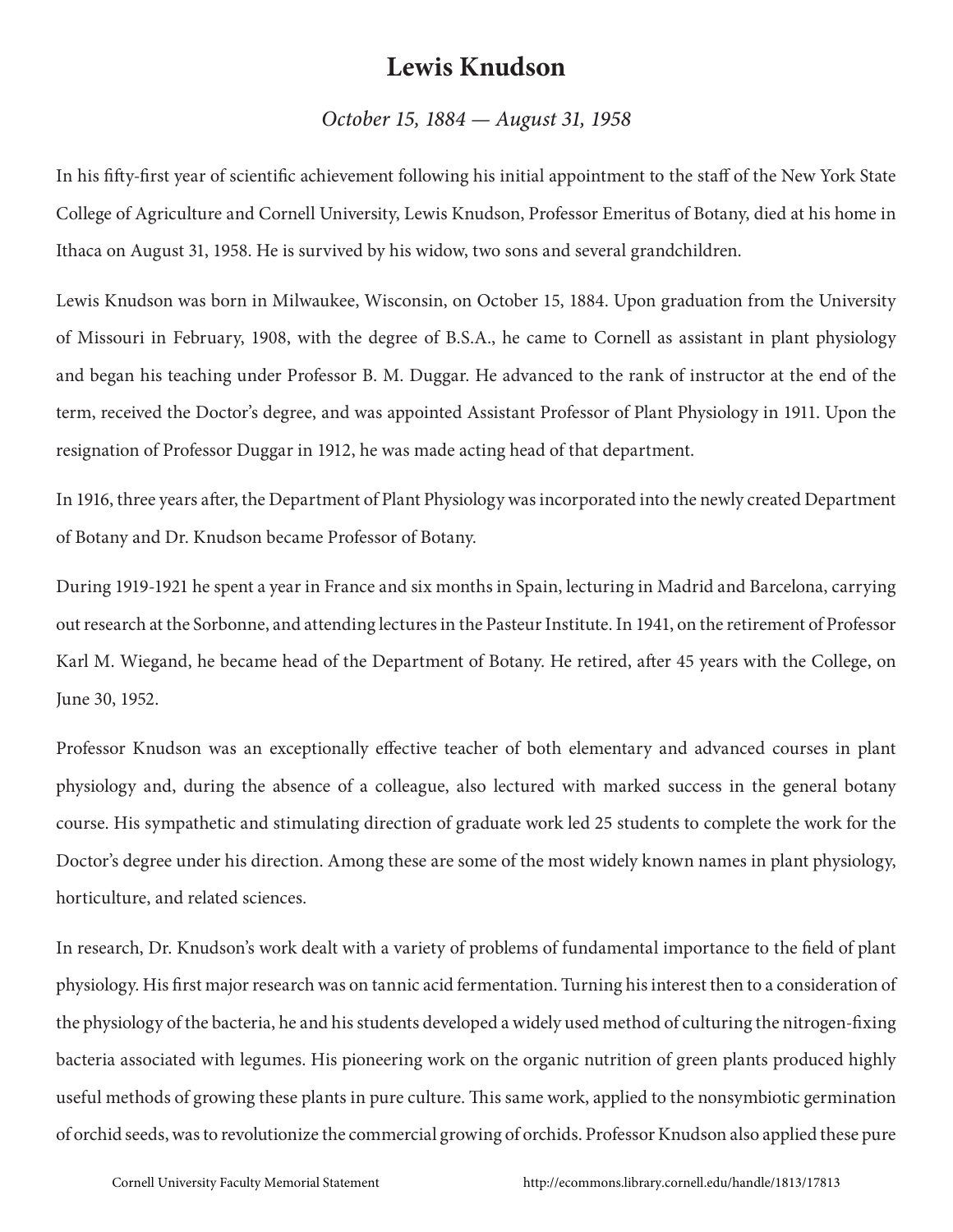# Lewis Knudson

*October 15, 1884 — August 31, 1958*

In his fifty-first year of scientific achievement following his initial appointment to the staff of the New York State College of Agriculture and Cornell University, Lewis Knudson, Professor Emeritus of Botany, died at his home in Ithaca on August 31, 1958. He is survived by his widow, two sons and several grandchildren.

Lewis Knudson was born in Milwaukee, Wisconsin, on October 15, 1884. Upon graduation from the University of Missouri in February, 1908, with the degree of B.S.A., he came to Cornell as assistant in plant physiology and began his teaching under Professor B. M. Duggar. He advanced to the rank of instructor at the end of the term, received the Doctor's degree, and was appointed Assistant Professor of Plant Physiology in 1911. Upon the resignation of Professor Duggar in 1912, he was made acting head of that department.

In 1916, three years after, the Department of Plant Physiology was incorporated into the newly created Department of Botany and Dr. Knudson became Professor of Botany.

During 1919-1921 he spent a year in France and six months in Spain, lecturing in Madrid and Barcelona, carrying out research at the Sorbonne, and attending lectures in the Pasteur Institute. In 1941, on the retirement of Professor Karl M. Wiegand, he became head of the Department of Botany. He retired, after 45 years with the College, on June 30, 1952.

Professor Knudson was an exceptionally effective teacher of both elementary and advanced courses in plant physiology and, during the absence of a colleague, also lectured with marked success in the general botany course. His sympathetic and stimulating direction of graduate work led 25 students to complete the work for the Doctor's degree under his direction. Among these are some of the most widely known names in plant physiology, horticulture, and related sciences.

In research, Dr. Knudson's work dealt with a variety of problems of fundamental importance to the field of plant physiology. His first major research was on tannic acid fermentation. Turning his interest then to a consideration of the physiology of the bacteria, he and his students developed a widely used method of culturing the nitrogen-fixing bacteria associated with legumes. His pioneering work on the organic nutrition of green plants produced highly useful methods of growing these plants in pure culture. This same work, applied to the nonsymbiotic germination of orchid seeds, was to revolutionize the commercial growing of orchids. Professor Knudson also applied these pure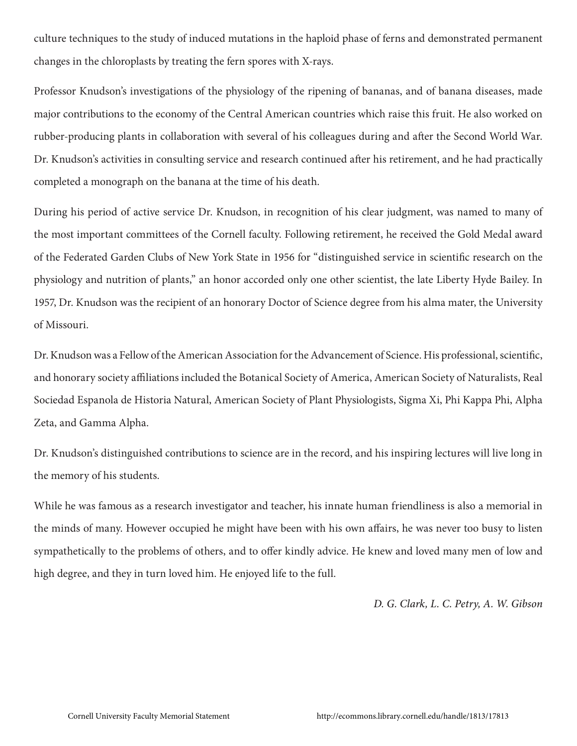culture techniques to the study of induced mutations in the haploid phase of ferns and demonstrated permanent changes in the chloroplasts by treating the fern spores with X-rays.

Professor Knudson's investigations of the physiology of the ripening of bananas, and of banana diseases, made major contributions to the economy of the Central American countries which raise this fruit. He also worked on rubber-producing plants in collaboration with several of his colleagues during and after the Second World War. Dr. Knudson's activities in consulting service and research continued after his retirement, and he had practically completed a monograph on the banana at the time of his death.

During his period of active service Dr. Knudson, in recognition of his clear judgment, was named to many of the most important committees of the Cornell faculty. Following retirement, he received the Gold Medal award of the Federated Garden Clubs of New York State in 1956 for "distinguished service in scientific research on the physiology and nutrition of plants," an honor accorded only one other scientist, the late Liberty Hyde Bailey. In 1957, Dr. Knudson was the recipient of an honorary Doctor of Science degree from his alma mater, the University of Missouri.

Dr. Knudson was a Fellow of the American Association for the Advancement of Science. His professional, scientific, and honorary society affiliations included the Botanical Society of America, American Society of Naturalists, Real Sociedad Espanola de Historia Natural, American Society of Plant Physiologists, Sigma Xi, Phi Kappa Phi, Alpha Zeta, and Gamma Alpha.

Dr. Knudson's distinguished contributions to science are in the record, and his inspiring lectures will live long in the memory of his students.

While he was famous as a research investigator and teacher, his innate human friendliness is also a memorial in the minds of many. However occupied he might have been with his own affairs, he was never too busy to listen sympathetically to the problems of others, and to offer kindly advice. He knew and loved many men of low and high degree, and they in turn loved him. He enjoyed life to the full.

*D. G. Clark, L. C. Petry, A. W. Gibson*